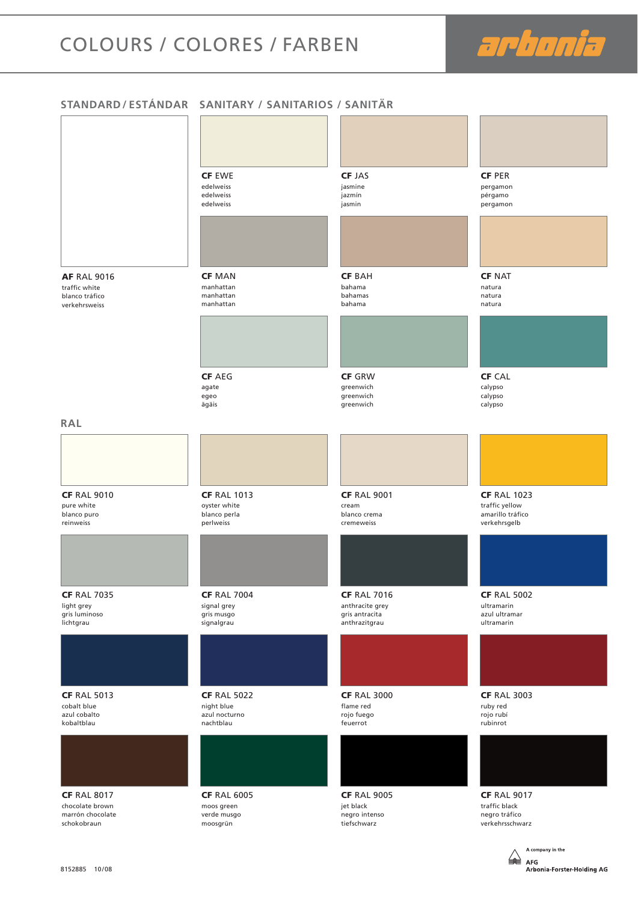# COLOURS / COLORES / FARBEN

arbonia

## STANDARD / ESTÁNDAR

**AF** RAL 9016
traffic white
blanco tráfico
verkehrsweiss

## SANITARY / SANITARIOS / SANITÄR

**CF** EWE
edelweiss
edelweiss
edelweiss

**CF** JAS
jasmine
jazmín
jasmin

**CF** PER
pergamon
pérgamo
pergamon

**CF** MAN
manhattan
manhattan
manhattan

**CF** BAH
bahama
bahamas
bahama

**CF** NAT
natura
natura
natura

**CF** AEG
agate
egeo
ägäis

**CF** GRW
greenwich
greenwich
greenwich

**CF** CAL
calypso
calypso
calypso

## RAL

**CF** RAL 9010
pure white
blanco puro
reinweiss

**CF** RAL 1013
oyster white
blanco perla
perlweiss

**CF** RAL 9001
cream
blanco crema
cremeweiss

**CF** RAL 1023
traffic yellow
amarillo tráfico
verkehrsgelb

**CF** RAL 7035
light grey
gris luminoso
lichtgrau

**CF** RAL 7004
signal grey
gris musgo
signalgrau

**CF** RAL 7016
anthracite grey
gris antracita
anthrazitgrau

**CF** RAL 5002
ultramarin
azul ultramar
ultramarin

**CF** RAL 5013
cobalt blue
azul cobalto
kobaltblau

**CF** RAL 5022
night blue
azul nocturno
nachtblau

**CF** RAL 3000
flame red
rojo fuego
feuerrot

**CF** RAL 3003
ruby red
rojo rubí
rubinrot

**CF** RAL 8017
chocolate brown
marrón chocolate
schokobraun

**CF** RAL 6005
moos green
verde musgo
moosgrün

**CF** RAL 9005
jet black
negro intenso
tiefschwarz

**CF** RAL 9017
traffic black
negro tráfico
verkehrsschwarz

8152885 10/08

A company in the
AFG
**Arbonia-Forster-Holding AG**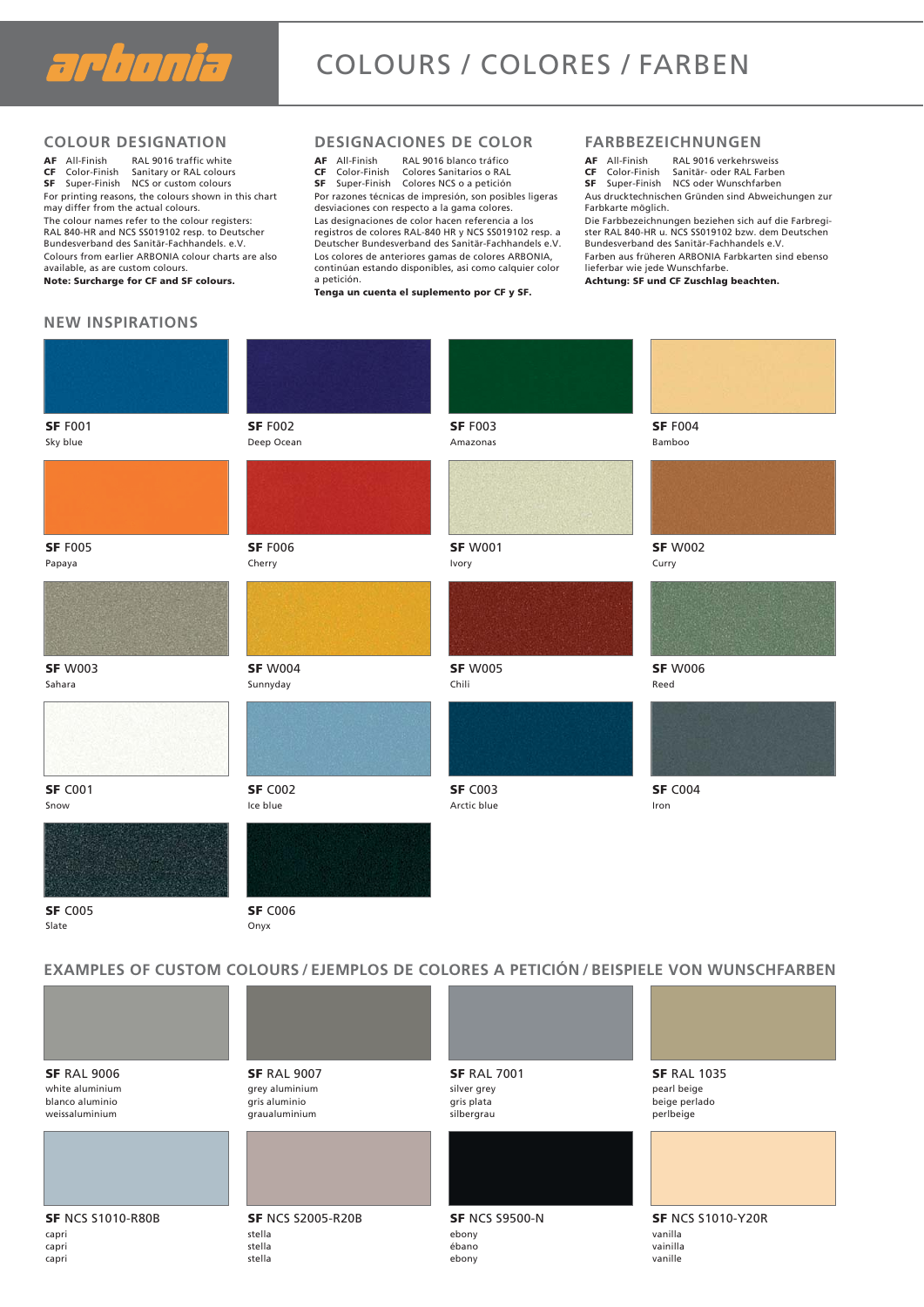arbonia

# COLOURS / COLORES / FARBEN

## COLOUR DESIGNATION

**AF** All-Finish RAL 9016 traffic white
**CF** Color-Finish Sanitary or RAL colours
**SF** Super-Finish NCS or custom colours

For printing reasons, the colours shown in this chart may differ from the actual colours.

The colour names refer to the colour registers: RAL 840-HR and NCS S5019102 resp. to Deutscher Bundesverband des Sanitär-Fachhandels. e.V.

Colours from earlier ARBONIA colour charts are also available, as are custom colours.

**Note: Surcharge for CF and SF colours.**

## DESIGNACIONES DE COLOR

**AF** All-Finish RAL 9016 blanco tráfico
**CF** Color-Finish Colores Sanitarios o RAL
**SF** Super-Finish Colores NCS o a petición

Por razones técnicas de impresión, son posibles ligeras desviaciones con respecto a la gama colores.

Las designaciones de color hacen referencia a los registros de colores RAL-840 HR y NCS S5019102 resp. a Deutscher Bundesverband des Sanitär-Fachhandels e.V.

Los colores de anteriores gamas de colores ARBONIA, continúan estando disponibles, asi como calquier color a petición.

**Tenga un cuenta el suplemento por CF y SF.**

## FARBBEZEICHNUNGEN

**AF** All-Finish RAL 9016 verkehrsweiss
**CF** Color-Finish Sanitär- oder RAL Farben
**SF** Super-Finish NCS oder Wunschfarben

Aus drucktechnischen Gründen sind Abweichungen zur Farbkarte möglich.

Die Farbbezeichnungen beziehen sich auf die Farbregister RAL 840-HR u. NCS S5019102 bzw. dem Deutschen Bundesverband des Sanitär-Fachhandels e.V.

Farben aus früheren ARBONIA Farbkarten sind ebenso lieferbar wie jede Wunschfarbe.

**Achtung: SF und CF Zuschlag beachten.**

## NEW INSPIRATIONS

**SF** F001
Sky blue

**SF** F002
Deep Ocean

**SF** F003
Amazonas

**SF** F004
Bamboo

**SF** F005
Papaya

**SF** F006
Cherry

**SF** W001
Ivory

**SF** W002
Curry

**SF** W003
Sahara

**SF** W004
Sunnyday

**SF** W005
Chili

**SF** W006
Reed

**SF** C001
Snow

**SF** C002
Ice blue

**SF** C003
Arctic blue

**SF** C004
Iron

**SF** C005
Slate

**SF** C006
Onyx

## EXAMPLES OF CUSTOM COLOURS / EJEMPLOS DE COLORES A PETICIÓN / BEISPIELE VON WUNSCHFARBEN

**SF** RAL 9006
white aluminium
blanco aluminio
weissaluminium

**SF** RAL 9007
grey aluminium
gris aluminio
graualuminium

**SF** RAL 7001
silver grey
gris plata
silbergrau

**SF** RAL 1035
pearl beige
beige perlado
perlbeige

**SF** NCS S1010-R80B
capri
capri
capri

**SF** NCS S2005-R20B
stella
stella
stella

**SF** NCS S9500-N
ebony
ébano
ebony

**SF** NCS S1010-Y20R
vanilla
vainilla
vanille